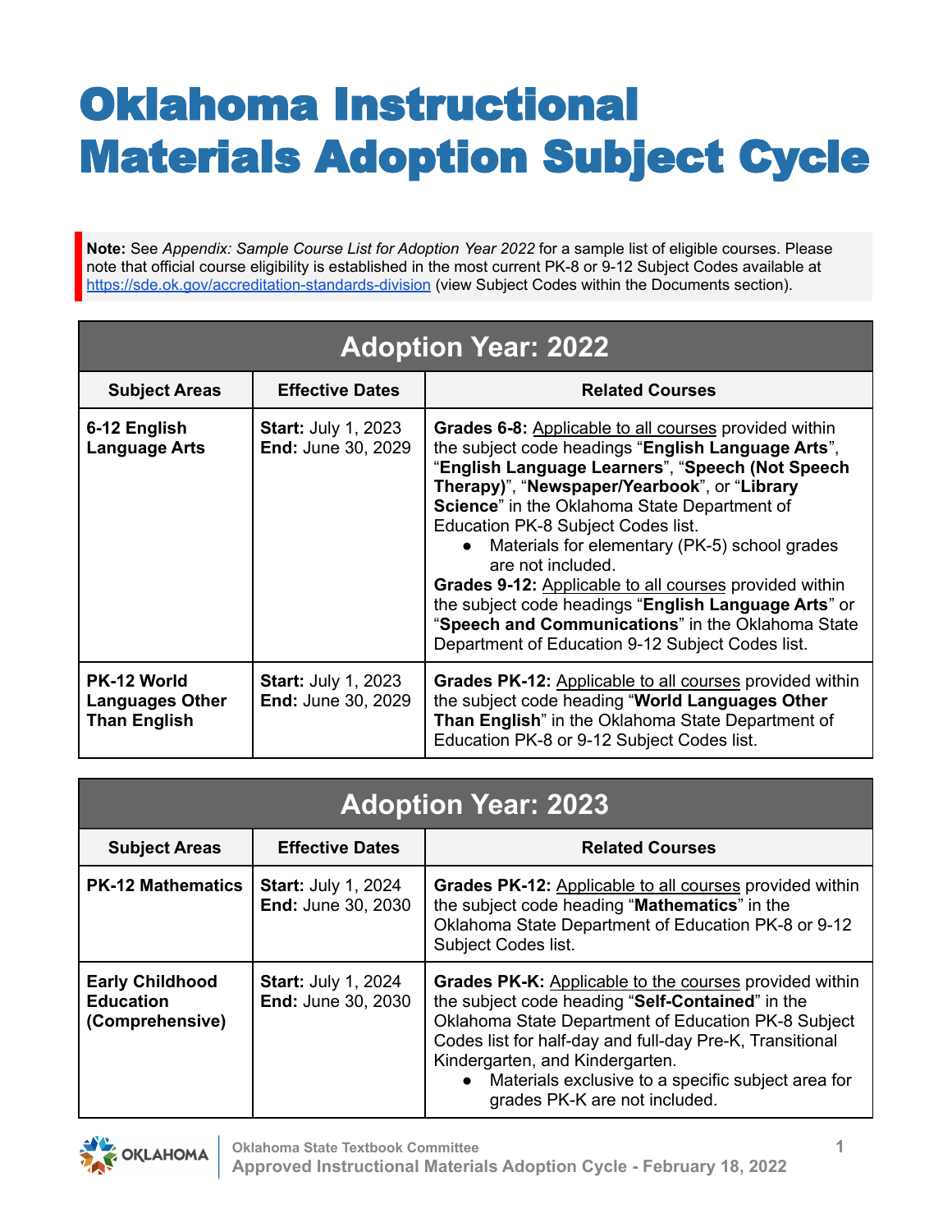# Oklahoma Instructional Materials Adoption Subject Cycle

**Note:** See *Appendix: Sample Course List for Adoption Year 2022* for a sample list of eligible courses. Please note that official course eligibility is established in the most current PK-8 or 9-12 Subject Codes available at https://sde.ok.gov/accreditation-standards-division (view Subject Codes within the Documents section).

## Adoption Year: 2022

| Subject Areas | Effective Dates | Related Courses |
|---|---|---|
| **6-12 English Language Arts** | **Start:** July 1, 2023<br>**End:** June 30, 2029 | **Grades 6-8:** Applicable to all courses provided within the subject code headings "**English Language Arts**", "**English Language Learners**", "**Speech (Not Speech Therapy)**", "**Newspaper/Yearbook**", or "**Library Science**" in the Oklahoma State Department of Education PK-8 Subject Codes list.<br>• Materials for elementary (PK-5) school grades are not included.<br>**Grades 9-12:** Applicable to all courses provided within the subject code headings "**English Language Arts**" or "**Speech and Communications**" in the Oklahoma State Department of Education 9-12 Subject Codes list. |
| **PK-12 World Languages Other Than English** | **Start:** July 1, 2023<br>**End:** June 30, 2029 | **Grades PK-12:** Applicable to all courses provided within the subject code heading "**World Languages Other Than English**" in the Oklahoma State Department of Education PK-8 or 9-12 Subject Codes list. |

## Adoption Year: 2023

| Subject Areas | Effective Dates | Related Courses |
|---|---|---|
| **PK-12 Mathematics** | **Start:** July 1, 2024<br>**End:** June 30, 2030 | **Grades PK-12:** Applicable to all courses provided within the subject code heading "**Mathematics**" in the Oklahoma State Department of Education PK-8 or 9-12 Subject Codes list. |
| **Early Childhood Education (Comprehensive)** | **Start:** July 1, 2024<br>**End:** June 30, 2030 | **Grades PK-K:** Applicable to the courses provided within the subject code heading "**Self-Contained**" in the Oklahoma State Department of Education PK-8 Subject Codes list for half-day and full-day Pre-K, Transitional Kindergarten, and Kindergarten.<br>• Materials exclusive to a specific subject area for grades PK-K are not included. |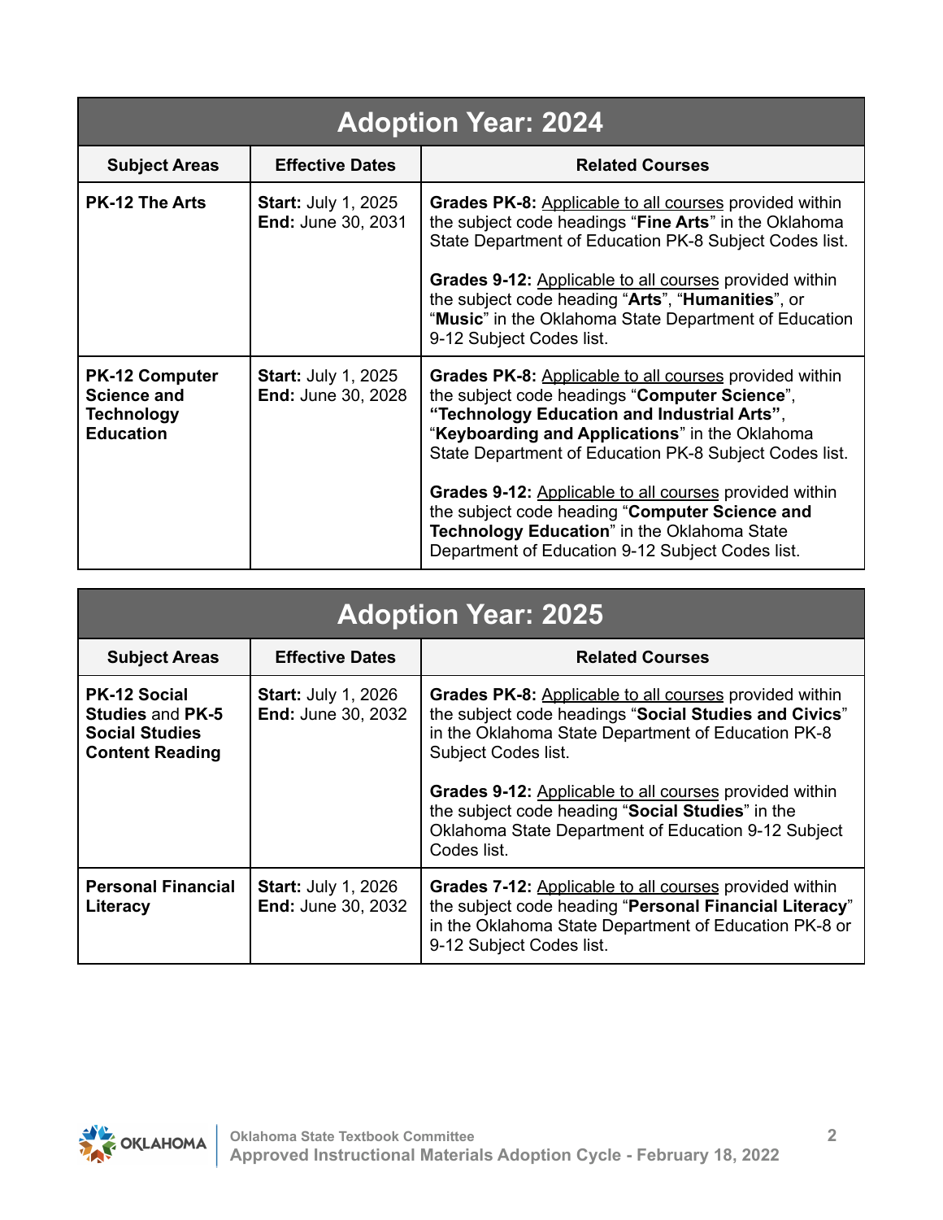## Adoption Year: 2024

| Subject Areas | Effective Dates | Related Courses |
| --- | --- | --- |
| **PK-12 The Arts** | **Start:** July 1, 2025<br>**End:** June 30, 2031 | **Grades PK-8:** Applicable to all courses provided within the subject code headings "**Fine Arts**" in the Oklahoma State Department of Education PK-8 Subject Codes list.<br><br>**Grades 9-12:** Applicable to all courses provided within the subject code heading "**Arts**", "**Humanities**", or "**Music**" in the Oklahoma State Department of Education 9-12 Subject Codes list. |
| **PK-12 Computer Science and Technology Education** | **Start:** July 1, 2025<br>**End:** June 30, 2028 | **Grades PK-8:** Applicable to all courses provided within the subject code headings "**Computer Science**", **"Technology Education and Industrial Arts"**, "**Keyboarding and Applications**" in the Oklahoma State Department of Education PK-8 Subject Codes list.<br><br>**Grades 9-12:** Applicable to all courses provided within the subject code heading "**Computer Science and Technology Education**" in the Oklahoma State Department of Education 9-12 Subject Codes list. |

## Adoption Year: 2025

| Subject Areas | Effective Dates | Related Courses |
| --- | --- | --- |
| **PK-12 Social Studies** and **PK-5 Social Studies Content Reading** | **Start:** July 1, 2026<br>**End:** June 30, 2032 | **Grades PK-8:** Applicable to all courses provided within the subject code headings "**Social Studies and Civics**" in the Oklahoma State Department of Education PK-8 Subject Codes list.<br><br>**Grades 9-12:** Applicable to all courses provided within the subject code heading "**Social Studies**" in the Oklahoma State Department of Education 9-12 Subject Codes list. |
| **Personal Financial Literacy** | **Start:** July 1, 2026<br>**End:** June 30, 2032 | **Grades 7-12:** Applicable to all courses provided within the subject code heading "**Personal Financial Literacy**" in the Oklahoma State Department of Education PK-8 or 9-12 Subject Codes list. |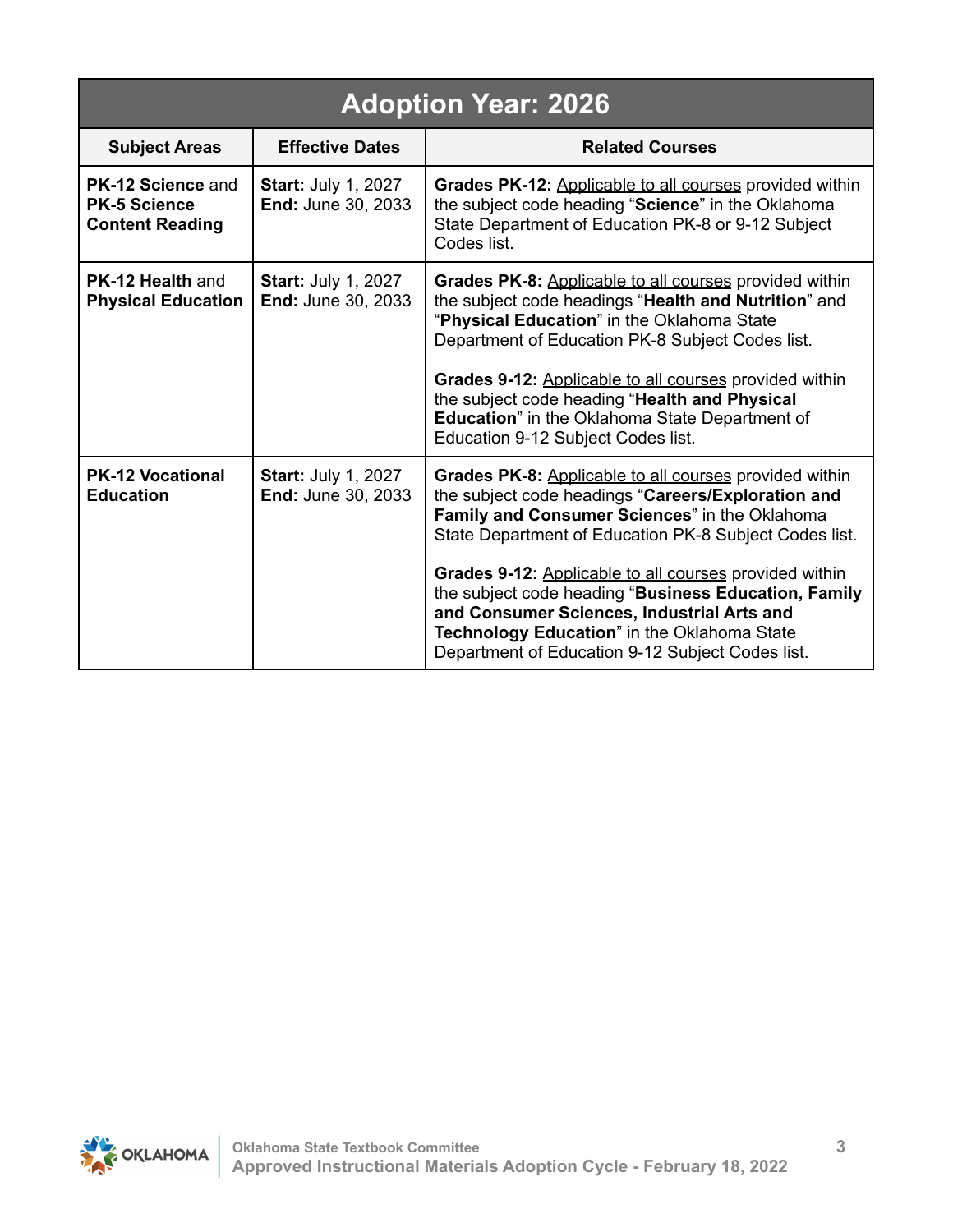| Adoption Year: 2026 | | |
|---|---|---|
| **Subject Areas** | **Effective Dates** | **Related Courses** |
| **PK-12 Science** and **PK-5 Science Content Reading** | **Start:** July 1, 2027<br>**End:** June 30, 2033 | **Grades PK-12:** Applicable to all courses provided within the subject code heading "**Science**" in the Oklahoma State Department of Education PK-8 or 9-12 Subject Codes list. |
| **PK-12 Health** and **Physical Education** | **Start:** July 1, 2027<br>**End:** June 30, 2033 | **Grades PK-8:** Applicable to all courses provided within the subject code headings "**Health and Nutrition**" and "**Physical Education**" in the Oklahoma State Department of Education PK-8 Subject Codes list.<br><br>**Grades 9-12:** Applicable to all courses provided within the subject code heading "**Health and Physical Education**" in the Oklahoma State Department of Education 9-12 Subject Codes list. |
| **PK-12 Vocational Education** | **Start:** July 1, 2027<br>**End:** June 30, 2033 | **Grades PK-8:** Applicable to all courses provided within the subject code headings "**Careers/Exploration and Family and Consumer Sciences**" in the Oklahoma State Department of Education PK-8 Subject Codes list.<br><br>**Grades 9-12:** Applicable to all courses provided within the subject code heading "**Business Education, Family and Consumer Sciences, Industrial Arts and Technology Education**" in the Oklahoma State Department of Education 9-12 Subject Codes list. |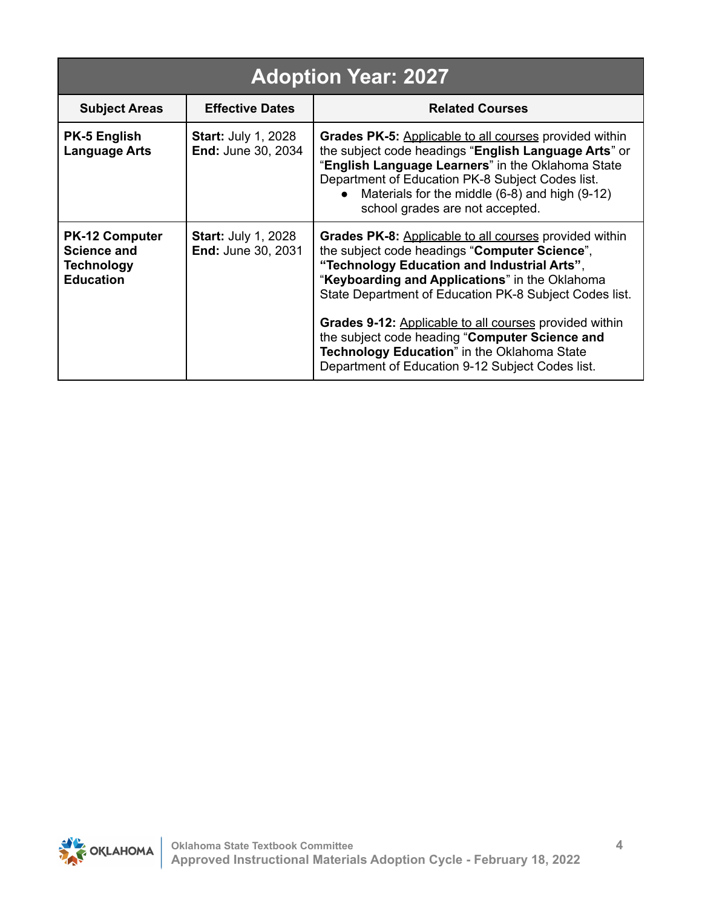| Adoption Year: 2027 | | |
|---|---|---|
| **Subject Areas** | **Effective Dates** | **Related Courses** |
| **PK-5 English Language Arts** | **Start:** July 1, 2028<br>**End:** June 30, 2034 | **Grades PK-5:** Applicable to all courses provided within the subject code headings "**English Language Arts**" or "**English Language Learners**" in the Oklahoma State Department of Education PK-8 Subject Codes list.<br>• Materials for the middle (6-8) and high (9-12) school grades are not accepted. |
| **PK-12 Computer Science and Technology Education** | **Start:** July 1, 2028<br>**End:** June 30, 2031 | **Grades PK-8:** Applicable to all courses provided within the subject code headings "**Computer Science**", **"Technology Education and Industrial Arts"**, "**Keyboarding and Applications**" in the Oklahoma State Department of Education PK-8 Subject Codes list.<br><br>**Grades 9-12:** Applicable to all courses provided within the subject code heading "**Computer Science and Technology Education**" in the Oklahoma State Department of Education 9-12 Subject Codes list. |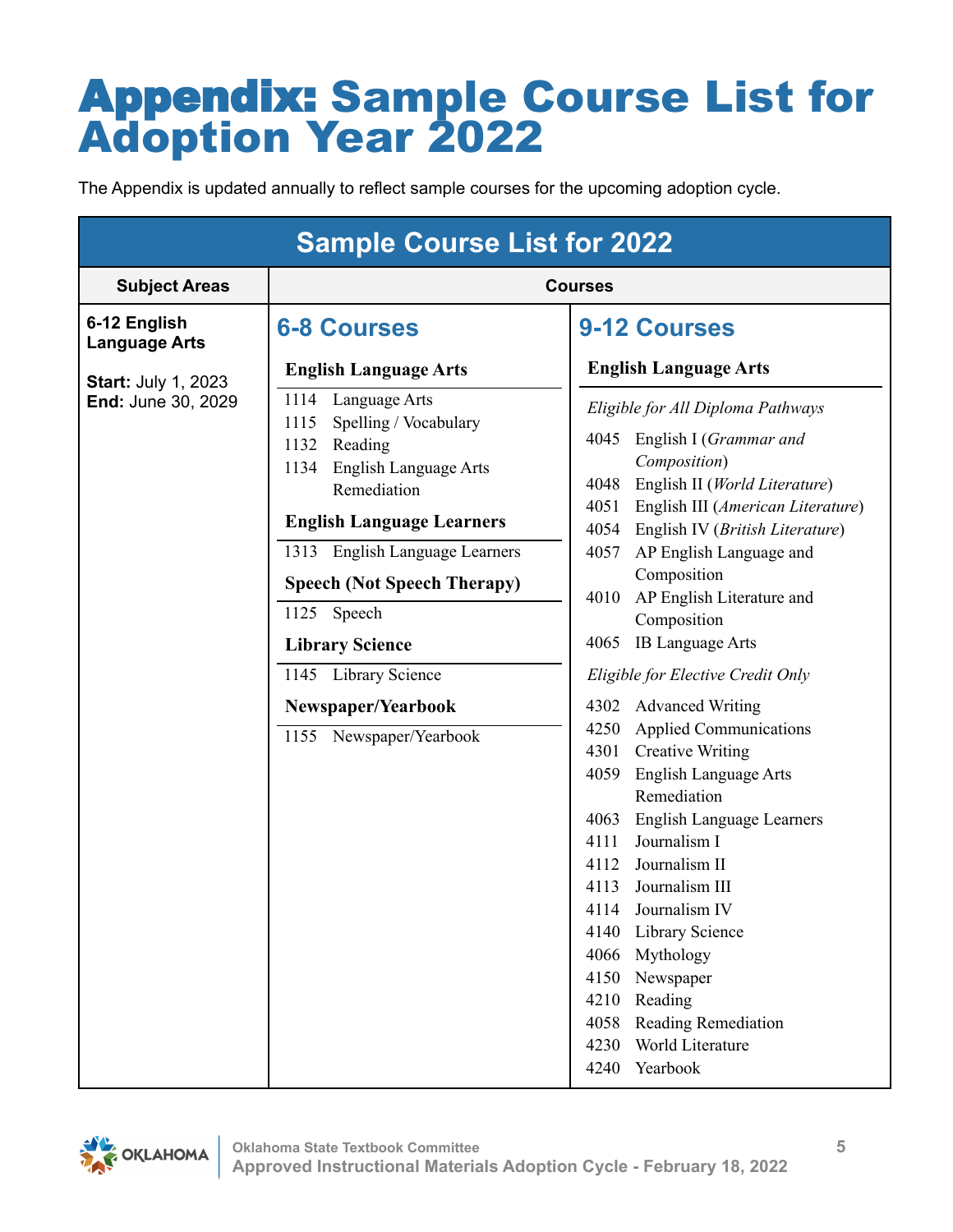# Appendix: Sample Course List for Adoption Year 2022

The Appendix is updated annually to reflect sample courses for the upcoming adoption cycle.

## Sample Course List for 2022

| Subject Areas | Courses | |
|---|---|---|
| **6-12 English Language Arts**<br><br>**Start:** July 1, 2023<br>**End:** June 30, 2029 | **6-8 Courses**<br><br>**English Language Arts**<br>1114 Language Arts<br>1115 Spelling / Vocabulary<br>1132 Reading<br>1134 English Language Arts Remediation<br><br>**English Language Learners**<br>1313 English Language Learners<br><br>**Speech (Not Speech Therapy)**<br>1125 Speech<br><br>**Library Science**<br>1145 Library Science<br><br>**Newspaper/Yearbook**<br>1155 Newspaper/Yearbook | **9-12 Courses**<br><br>**English Language Arts**<br><br>*Eligible for All Diploma Pathways*<br>4045 English I (*Grammar and Composition*)<br>4048 English II (*World Literature*)<br>4051 English III (*American Literature*)<br>4054 English IV (*British Literature*)<br>4057 AP English Language and Composition<br>4010 AP English Literature and Composition<br>4065 IB Language Arts<br><br>*Eligible for Elective Credit Only*<br>4302 Advanced Writing<br>4250 Applied Communications<br>4301 Creative Writing<br>4059 English Language Arts Remediation<br>4063 English Language Learners<br>4111 Journalism I<br>4112 Journalism II<br>4113 Journalism III<br>4114 Journalism IV<br>4140 Library Science<br>4066 Mythology<br>4150 Newspaper<br>4210 Reading<br>4058 Reading Remediation<br>4230 World Literature<br>4240 Yearbook |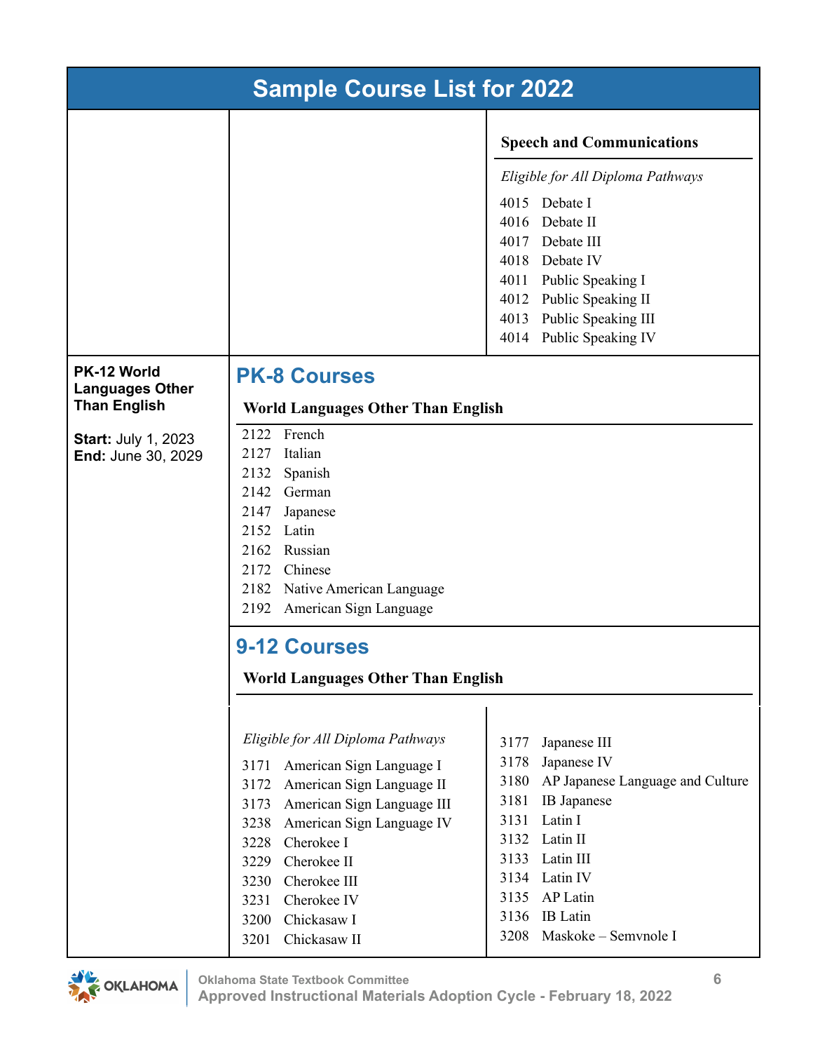## Sample Course List for 2022

### Speech and Communications

*Eligible for All Diploma Pathways*

4015 Debate I
4016 Debate II
4017 Debate III
4018 Debate IV
4011 Public Speaking I
4012 Public Speaking II
4013 Public Speaking III
4014 Public Speaking IV

---

**PK-12 World Languages Other Than English**

**Start:** July 1, 2023
**End:** June 30, 2029

## PK-8 Courses

### World Languages Other Than English

2122 French
2127 Italian
2132 Spanish
2142 German
2147 Japanese
2152 Latin
2162 Russian
2172 Chinese
2182 Native American Language
2192 American Sign Language

## 9-12 Courses

### World Languages Other Than English

*Eligible for All Diploma Pathways*

3171 American Sign Language I
3172 American Sign Language II
3173 American Sign Language III
3238 American Sign Language IV
3228 Cherokee I
3229 Cherokee II
3230 Cherokee III
3231 Cherokee IV
3200 Chickasaw I
3201 Chickasaw II
3177 Japanese III
3178 Japanese IV
3180 AP Japanese Language and Culture
3181 IB Japanese
3131 Latin I
3132 Latin II
3133 Latin III
3134 Latin IV
3135 AP Latin
3136 IB Latin
3208 Maskoke – Semvnole I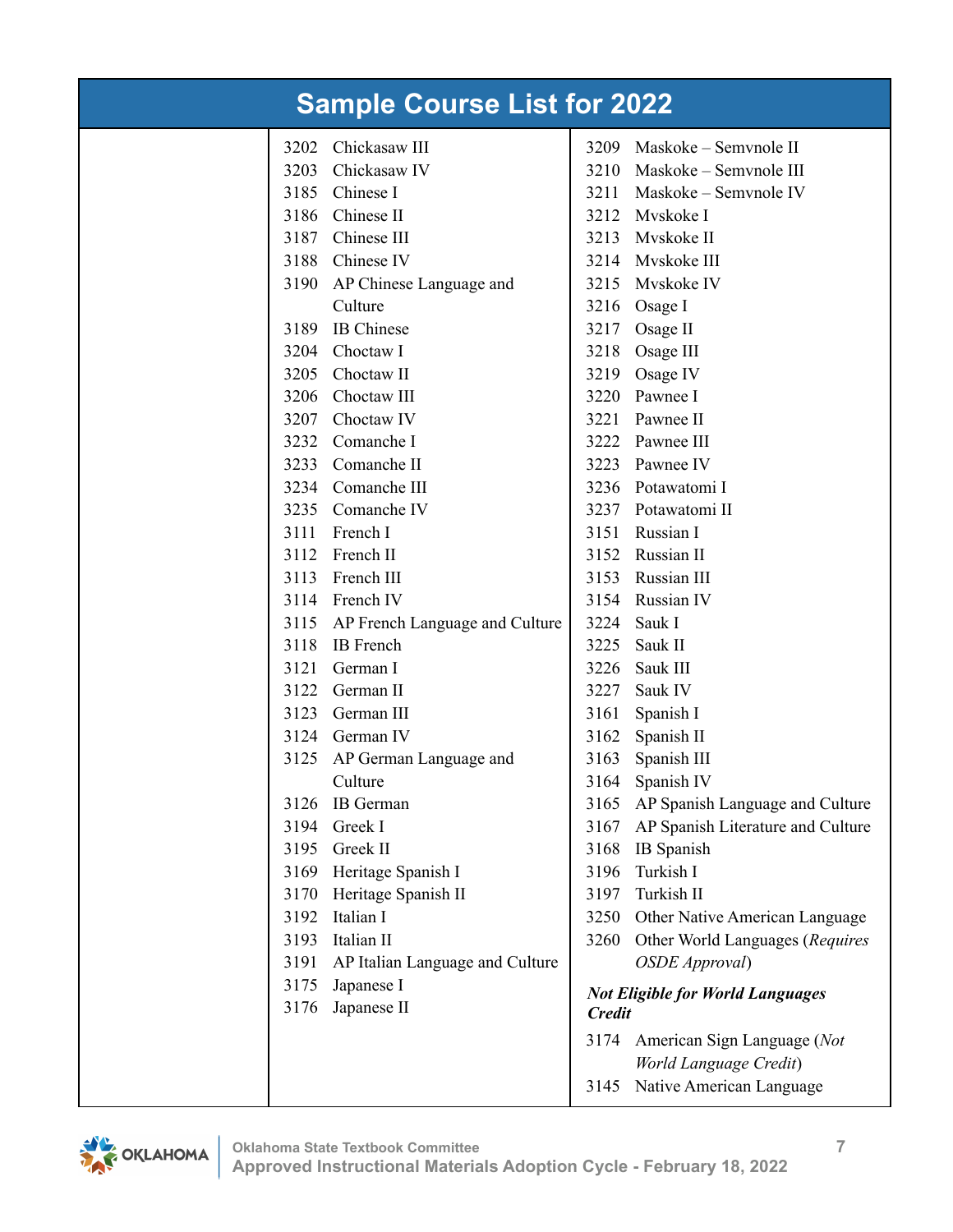## Sample Course List for 2022

| | | |
|---|---|---|
| | 3202 Chickasaw III<br>3203 Chickasaw IV<br>3185 Chinese I<br>3186 Chinese II<br>3187 Chinese III<br>3188 Chinese IV<br>3190 AP Chinese Language and Culture<br>3189 IB Chinese<br>3204 Choctaw I<br>3205 Choctaw II<br>3206 Choctaw III<br>3207 Choctaw IV<br>3232 Comanche I<br>3233 Comanche II<br>3234 Comanche III<br>3235 Comanche IV<br>3111 French I<br>3112 French II<br>3113 French III<br>3114 French IV<br>3115 AP French Language and Culture<br>3118 IB French<br>3121 German I<br>3122 German II<br>3123 German III<br>3124 German IV<br>3125 AP German Language and Culture<br>3126 IB German<br>3194 Greek I<br>3195 Greek II<br>3169 Heritage Spanish I<br>3170 Heritage Spanish II<br>3192 Italian I<br>3193 Italian II<br>3191 AP Italian Language and Culture<br>3175 Japanese I<br>3176 Japanese II | 3209 Maskoke – Semvnole II<br>3210 Maskoke – Semvnole III<br>3211 Maskoke – Semvnole IV<br>3212 Mvskoke I<br>3213 Mvskoke II<br>3214 Mvskoke III<br>3215 Mvskoke IV<br>3216 Osage I<br>3217 Osage II<br>3218 Osage III<br>3219 Osage IV<br>3220 Pawnee I<br>3221 Pawnee II<br>3222 Pawnee III<br>3223 Pawnee IV<br>3236 Potawatomi I<br>3237 Potawatomi II<br>3151 Russian I<br>3152 Russian II<br>3153 Russian III<br>3154 Russian IV<br>3224 Sauk I<br>3225 Sauk II<br>3226 Sauk III<br>3227 Sauk IV<br>3161 Spanish I<br>3162 Spanish II<br>3163 Spanish III<br>3164 Spanish IV<br>3165 AP Spanish Language and Culture<br>3167 AP Spanish Literature and Culture<br>3168 IB Spanish<br>3196 Turkish I<br>3197 Turkish II<br>3250 Other Native American Language<br>3260 Other World Languages (*Requires OSDE Approval*)<br>***Not Eligible for World Languages Credit***<br>3174 American Sign Language (*Not World Language Credit*)<br>3145 Native American Language |